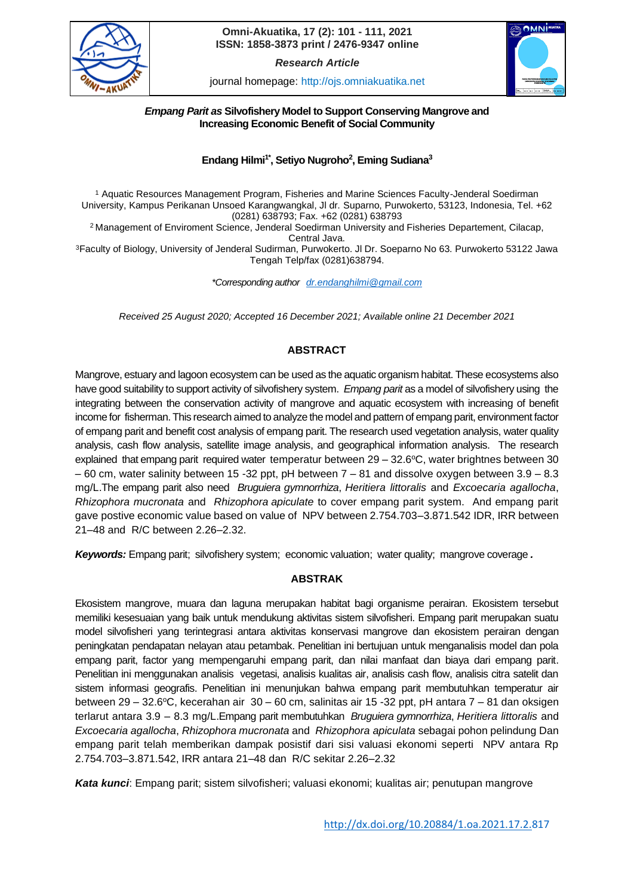Omni-Akuatika, 17 (2): 101 - 111, 2021
ISSN: 1858-3873 print / 2476-9347 online

*Research Article*

journal homepage: http://ojs.omniakuatika.net

# *Empang Parit as* Silvofishery Model to Support Conserving Mangrove and Increasing Economic Benefit of Social Community

**Endang Hilmi[1*], Setiyo Nugroho[2], Eming Sudiana[3]**

[1] Aquatic Resources Management Program, Fisheries and Marine Sciences Faculty-Jenderal Soedirman University, Kampus Perikanan Unsoed Karangwangkal, Jl dr. Suparno, Purwokerto, 53123, Indonesia, Tel. +62 (0281) 638793; Fax. +62 (0281) 638793

[2] Management of Enviroment Science, Jenderal Soedirman University and Fisheries Departement, Cilacap, Central Java.

[3] Faculty of Biology, University of Jenderal Sudirman, Purwokerto. Jl Dr. Soeparno No 63. Purwokerto 53122 Jawa Tengah Telp/fax (0281)638794.

*\*Corresponding author dr.endanghilmi@gmail.com*

*Received 25 August 2020; Accepted 16 December 2021; Available online 21 December 2021*

## ABSTRACT

Mangrove, estuary and lagoon ecosystem can be used as the aquatic organism habitat. These ecosystems also have good suitability to support activity of silvofishery system. *Empang parit* as a model of silvofishery using the integrating between the conservation activity of mangrove and aquatic ecosystem with increasing of benefit income for fisherman. This research aimed to analyze the model and pattern of empang parit, environment factor of empang parit and benefit cost analysis of empang parit. The research used vegetation analysis, water quality analysis, cash flow analysis, satellite image analysis, and geographical information analysis. The research explained that empang parit required water temperatur between 29 – 32.6°C, water brightnes between 30 – 60 cm, water salinity between 15 -32 ppt, pH between 7 – 81 and dissolve oxygen between 3.9 – 8.3 mg/L.The empang parit also need *Bruguiera gymnorrhiza*, *Heritiera littoralis* and *Excoecaria agallocha*, *Rhizophora mucronata* and *Rhizophora apiculate* to cover empang parit system. And empang parit gave postive economic value based on value of NPV between 2.754.703–3.871.542 IDR, IRR between 21–48 and R/C between 2.26–2.32.

***Keywords:*** Empang parit; silvofishery system; economic valuation; water quality; mangrove coverage ***.***

## ABSTRAK

Ekosistem mangrove, muara dan laguna merupakan habitat bagi organisme perairan. Ekosistem tersebut memiliki kesesuaian yang baik untuk mendukung aktivitas sistem silvofisheri. Empang parit merupakan suatu model silvofisheri yang terintegrasi antara aktivitas konservasi mangrove dan ekosistem perairan dengan peningkatan pendapatan nelayan atau petambak. Penelitian ini bertujuan untuk menganalisis model dan pola empang parit, factor yang mempengaruhi empang parit, dan nilai manfaat dan biaya dari empang parit. Penelitian ini menggunakan analisis vegetasi, analisis kualitas air, analisis cash flow, analisis citra satelit dan sistem informasi geografis. Penelitian ini menunjukan bahwa empang parit membutuhkan temperatur air between 29 – 32.6°C, kecerahan air 30 – 60 cm, salinitas air 15 -32 ppt, pH antara 7 – 81 dan oksigen terlarut antara 3.9 – 8.3 mg/L.Empang parit membutuhkan *Bruguiera gymnorrhiza*, *Heritiera littoralis* and *Excoecaria agallocha*, *Rhizophora mucronata* and *Rhizophora apiculata* sebagai pohon pelindung Dan empang parit telah memberikan dampak posistif dari sisi valuasi ekonomi seperti NPV antara Rp 2.754.703–3.871.542, IRR antara 21–48 dan R/C sekitar 2.26–2.32

***Kata kunci***: Empang parit; sistem silvofisheri; valuasi ekonomi; kualitas air; penutupan mangrove

http://dx.doi.org/10.20884/1.oa.2021.17.2.817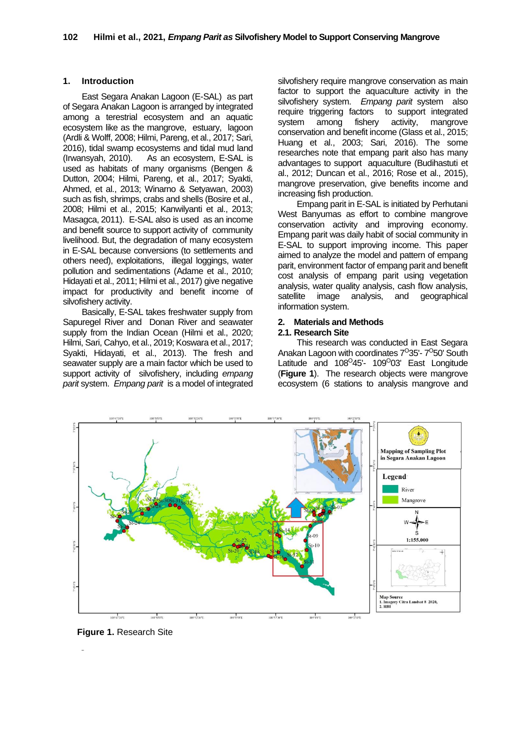## 1. Introduction

East Segara Anakan Lagoon (E-SAL) as part of Segara Anakan Lagoon is arranged by integrated among a terestrial ecosystem and an aquatic ecosystem like as the mangrove, estuary, lagoon (Ardli & Wolff, 2008; Hilmi, Pareng, et al., 2017; Sari, 2016), tidal swamp ecosystems and tidal mud land (Irwansyah, 2010). As an ecosystem, E-SAL is used as habitats of many organisms (Bengen & Dutton, 2004; Hilmi, Pareng, et al., 2017; Syakti, Ahmed, et al., 2013; Winarno & Setyawan, 2003) such as fish, shrimps, crabs and shells (Bosire et al., 2008; Hilmi et al., 2015; Kanwilyanti et al., 2013; Masagca, 2011). E-SAL also is used as an income and benefit source to support activity of community livelihood. But, the degradation of many ecosystem in E-SAL because conversions (to settlements and others need), exploitations, illegal loggings, water pollution and sedimentations (Adame et al., 2010; Hidayati et al., 2011; Hilmi et al., 2017) give negative impact for productivity and benefit income of silvofishery activity.

Basically, E-SAL takes freshwater supply from Sapuregel River and Donan River and seawater supply from the Indian Ocean (Hilmi et al., 2020; Hilmi, Sari, Cahyo, et al., 2019; Koswara et al., 2017; Syakti, Hidayati, et al., 2013). The fresh and seawater supply are a main factor which be used to support activity of silvofishery, including *empang parit* system. *Empang parit* is a model of integrated silvofishery require mangrove conservation as main factor to support the aquaculture activity in the silvofishery system. *Empang parit* system also require triggering factors to support integrated system among fishery activity, mangrove conservation and benefit income (Glass et al., 2015; Huang et al., 2003; Sari, 2016). The some researches note that empang parit also has many advantages to support aquaculture (Budihastuti et al., 2012; Duncan et al., 2016; Rose et al., 2015), mangrove preservation, give benefits income and increasing fish production.

Empang parit in E-SAL is initiated by Perhutani West Banyumas as effort to combine mangrove conservation activity and improving economy. Empang parit was daily habit of social community in E-SAL to support improving income. This paper aimed to analyze the model and pattern of empang parit, environment factor of empang parit and benefit cost analysis of empang parit using vegetation analysis, water quality analysis, cash flow analysis, satellite image analysis, and geographical information system.

## 2. Materials and Methods

### 2.1. Research Site

This research was conducted in East Segara Anakan Lagoon with coordinates 7$^{O}$35'- 7$^{O}$50' South Latitude and 108$^{O}$45'- 109$^{O}$03' East Longitude (**Figure 1**). The research objects were mangrove ecosystem (6 stations to analysis mangrove and

**Figure 1.** Research Site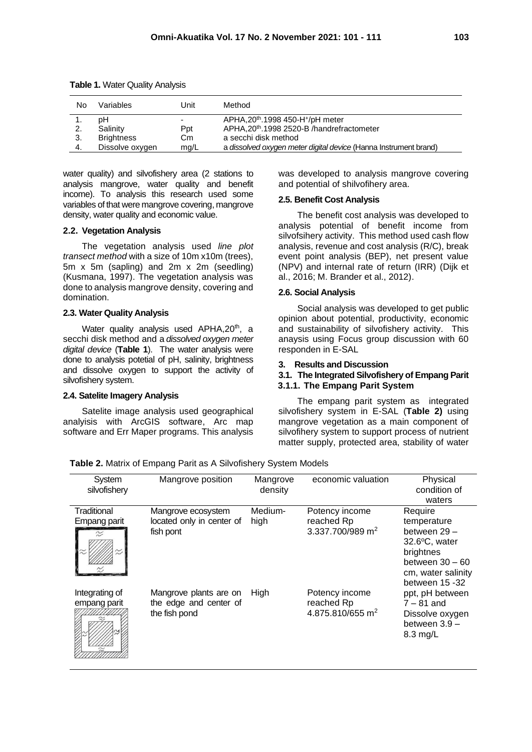**Table 1.** Water Quality Analysis

| No | Variables | Unit | Method |
|---|---|---|---|
| 1. | pH | - | APHA,20th.1998 450-$H^+$/pH meter |
| 2. | Salinity | Ppt | APHA,20th.1998 2520-B /handrefractometer |
| 3. | Brightness | Cm | a secchi disk method |
| 4. | Dissolve oxygen | mg/L | a *dissolved oxygen meter digital device* (Hanna Instrument brand) |

water quality) and silvofishery area (2 stations to analysis mangrove, water quality and benefit income). To analysis this research used some variables of that were mangrove covering, mangrove density, water quality and economic value.

### 2.2. Vegetation Analysis

The vegetation analysis used *line plot transect method* with a size of 10m x10m (trees), 5m x 5m (sapling) and 2m x 2m (seedling) (Kusmana, 1997). The vegetation analysis was done to analysis mangrove density, covering and domination.

### 2.3. Water Quality Analysis

Water quality analysis used APHA,20th, a secchi disk method and a *dissolved oxygen meter digital device* (**Table 1**). The water analysis were done to analysis potetial of pH, salinity, brightness and dissolve oxygen to support the activity of silvofishery system.

### 2.4. Satelite Imagery Analysis

Satelite image analysis used geographical analiysis with ArcGIS software, Arc map software and Err Maper programs. This analysis was developed to analysis mangrove covering and potential of shilvofihery area.

### 2.5. Benefit Cost Analysis

The benefit cost analysis was developed to analysis potential of benefit income from silvofsihery activity. This method used cash flow analysis, revenue and cost analysis (R/C), break event point analysis (BEP), net present value (NPV) and internal rate of return (IRR) (Dijk et al., 2016; M. Brander et al., 2012).

### 2.6. Social Analysis

Social analysis was developed to get public opinion about potential, productivity, economic and sustainability of silvofishery activity. This anaysis using Focus group discussion with 60 responden in E-SAL

## 3. Results and Discussion

### 3.1. The Integrated Silvofishery of Empang Parit

#### 3.1.1. The Empang Parit System

The empang parit system as integrated silvofishery system in E-SAL (**Table 2)** using mangrove vegetation as a main component of silvofihery system to support process of nutrient matter supply, protected area, stability of water

**Table 2.** Matrix of Empang Parit as A Silvofishery System Models

| System silvofishery | Mangrove position | Mangrove density | economic valuation | Physical condition of waters |
|---|---|---|---|---|
| Traditional Empang parit | Mangrove ecosystem located only in center of fish pont | Medium-high | Potency income reached Rp 3.337.700/989 $m^2$ | Require temperature between 29 – 32.6°C, water brightnes between 30 – 60 cm, water salinity between 15 -32 ppt, pH between 7 – 81 and Dissolve oxygen between 3.9 – 8.3 mg/L |
| Integrating of empang parit | Mangrove plants are on the edge and center of the fish pond | High | Potency income reached Rp 4.875.810/655 $m^2$ | |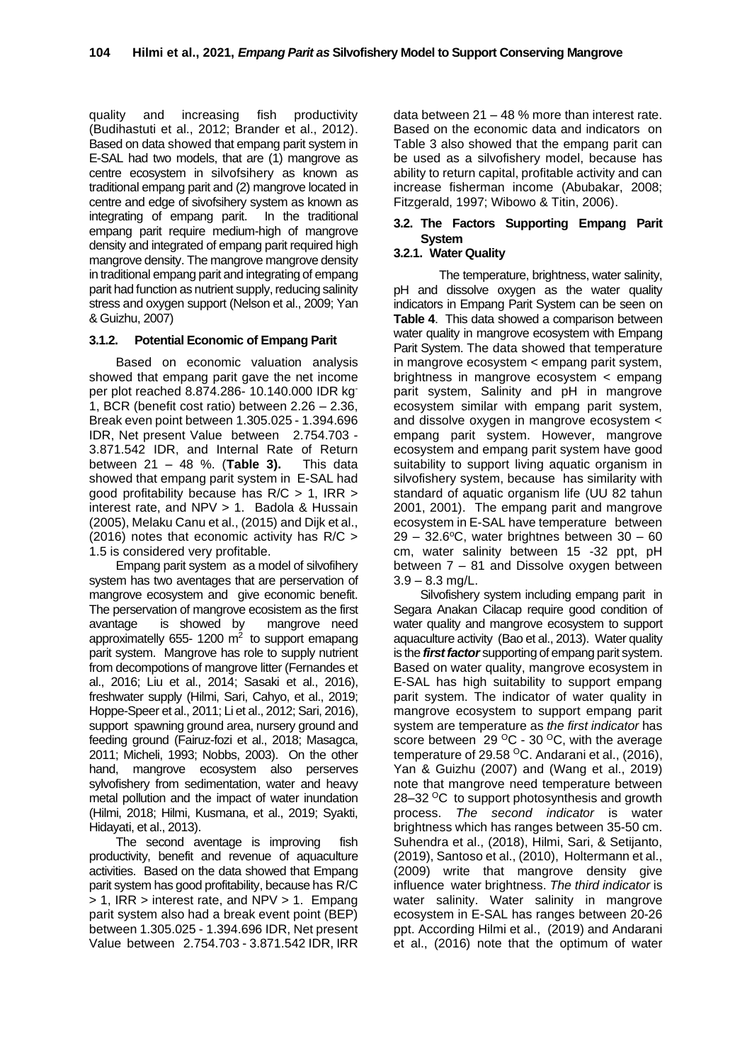quality and increasing fish productivity (Budihastuti et al., 2012; Brander et al., 2012). Based on data showed that empang parit system in E-SAL had two models, that are (1) mangrove as centre ecosystem in silvofsihery as known as traditional empang parit and (2) mangrove located in centre and edge of sivofsihery system as known as integrating of empang parit. In the traditional empang parit require medium-high of mangrove density and integrated of empang parit required high mangrove density. The mangrove mangrove density in traditional empang parit and integrating of empang parit had function as nutrient supply, reducing salinity stress and oxygen support (Nelson et al., 2009; Yan & Guizhu, 2007)

#### 3.1.2. Potential Economic of Empang Parit

Based on economic valuation analysis showed that empang parit gave the net income per plot reached 8.874.286- 10.140.000 IDR $kg^{-1}$, BCR (benefit cost ratio) between 2.26 – 2.36, Break even point between 1.305.025 - 1.394.696 IDR, Net present Value between 2.754.703 - 3.871.542 IDR, and Internal Rate of Return between 21 – 48 %. (**Table 3).** This data showed that empang parit system in E-SAL had good profitability because has R/C > 1, IRR > interest rate, and NPV > 1. Badola & Hussain (2005), Melaku Canu et al., (2015) and Dijk et al., (2016) notes that economic activity has R/C > 1.5 is considered very profitable.

Empang parit system as a model of silvofihery system has two aventages that are perservation of mangrove ecosystem and give economic benefit. The perservation of mangrove ecosistem as the first avantage is showed by mangrove need approximatelly 655- 1200 $m^2$ to support emapang parit system. Mangrove has role to supply nutrient from decompotions of mangrove litter (Fernandes et al., 2016; Liu et al., 2014; Sasaki et al., 2016), freshwater supply (Hilmi, Sari, Cahyo, et al., 2019; Hoppe-Speer et al., 2011; Li et al., 2012; Sari, 2016), support spawning ground area, nursery ground and feeding ground (Fairiuz-fozi et al., 2018; Masagca, 2011; Micheli, 1993; Nobbs, 2003). On the other hand, mangrove ecosystem also perserves sylvofishery from sedimentation, water and heavy metal pollution and the impact of water inundation (Hilmi, 2018; Hilmi, Kusmana, et al., 2019; Syakti, Hidayati, et al., 2013).

The second aventage is improving fish productivity, benefit and revenue of aquaculture activities. Based on the data showed that Empang parit system has good profitability, because has R/C > 1, IRR > interest rate, and NPV > 1. Empang parit system also had a break event point (BEP) between 1.305.025 - 1.394.696 IDR, Net present Value between 2.754.703 - 3.871.542 IDR, IRR data between 21 – 48 % more than interest rate. Based on the economic data and indicators on Table 3 also showed that the empang parit can be used as a silvofishery model, because has ability to return capital, profitable activity and can increase fisherman income (Abubakar, 2008; Fitzgerald, 1997; Wibowo & Titin, 2006).

### 3.2. The Factors Supporting Empang Parit System

#### 3.2.1. Water Quality

The temperature, brightness, water salinity, pH and dissolve oxygen as the water quality indicators in Empang Parit System can be seen on **Table 4**. This data showed a comparison between water quality in mangrove ecosystem with Empang Parit System. The data showed that temperature in mangrove ecosystem < empang parit system, brightness in mangrove ecosystem < empang parit system, Salinity and pH in mangrove ecosystem similar with empang parit system, and dissolve oxygen in mangrove ecosystem < empang parit system. However, mangrove ecosystem and empang parit system have good suitability to support living aquatic organism in silvofishery system, because has similarity with standard of aquatic organism life (UU 82 tahun 2001, 2001). The empang parit and mangrove ecosystem in E-SAL have temperature between 29 – 32.6$^o$C, water brightnes between 30 – 60 cm, water salinity between 15 -32 ppt, pH between 7 – 81 and Dissolve oxygen between 3.9 – 8.3 mg/L.

Silvofishery system including empang parit in Segara Anakan Cilacap require good condition of water quality and mangrove ecosystem to support aquaculture activity (Bao et al., 2013). Water quality is the ***first factor*** supporting of empang parit system. Based on water quality, mangrove ecosystem in E-SAL has high suitability to support empang parit system. The indicator of water quality in mangrove ecosystem to support empang parit system are temperature as *the first indicator* has score between 29 $^O$C - 30 $^O$C, with the average temperature of 29.58 $^O$C. Andarani et al., (2016), Yan & Guizhu (2007) and (Wang et al., 2019) note that mangrove need temperature between 28–32 $^O$C to support photosynthesis and growth process. *The second indicator* is water brightness which has ranges between 35-50 cm. Suhendra et al., (2018), Hilmi, Sari, & Setijanto, (2019), Santoso et al., (2010), Holtermann et al., (2009) write that mangrove density give influence water brightness. *The third indicator* is water salinity. Water salinity in mangrove ecosystem in E-SAL has ranges between 20-26 ppt. According Hilmi et al., (2019) and Andarani et al., (2016) note that the optimum of water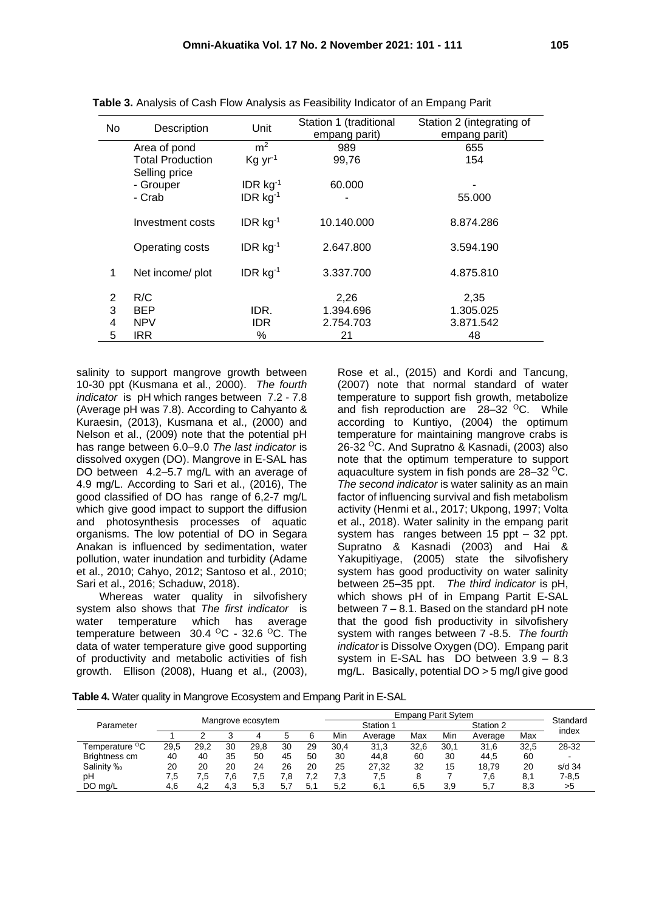**Table 3.** Analysis of Cash Flow Analysis as Feasibility Indicator of an Empang Parit

| No | Description | Unit | Station 1 (traditional empang parit) | Station 2 (integrating of empang parit) |
|---|---|---|---|---|
| | Area of pond | $m^2$ | 989 | 655 |
| | Total Production | Kg $yr^{-1}$ | 99,76 | 154 |
| | Selling price | | | |
| | - Grouper | IDR $kg^{-1}$ | 60.000 | - |
| | - Crab | IDR $kg^{-1}$ | - | 55.000 |
| | Investment costs | IDR $kg^{-1}$ | 10.140.000 | 8.874.286 |
| | Operating costs | IDR $kg^{-1}$ | 2.647.800 | 3.594.190 |
| 1 | Net income/ plot | IDR $kg^{-1}$ | 3.337.700 | 4.875.810 |
| 2 | R/C | | 2,26 | 2,35 |
| 3 | BEP | IDR. | 1.394.696 | 1.305.025 |
| 4 | NPV | IDR | 2.754.703 | 3.871.542 |
| 5 | IRR | % | 21 | 48 |

salinity to support mangrove growth between 10-30 ppt (Kusmana et al., 2000). *The fourth indicator* is pH which ranges between 7.2 - 7.8 (Average pH was 7.8). According to Cahyanto & Kuraesin, (2013), Kusmana et al., (2000) and Nelson et al., (2009) note that the potential pH has range between 6.0–9.0 *The last indicator* is dissolved oxygen (DO). Mangrove in E-SAL has DO between 4.2–5.7 mg/L with an average of 4.9 mg/L. According to Sari et al., (2016), The good classified of DO has range of 6,2-7 mg/L which give good impact to support the diffusion and photosynthesis processes of aquatic organisms. The low potential of DO in Segara Anakan is influenced by sedimentation, water pollution, water inundation and turbidity (Adame et al., 2010; Cahyo, 2012; Santoso et al., 2010; Sari et al., 2016; Schaduw, 2018).

Whereas water quality in silvofishery system also shows that *The first indicator* is water temperature which has average temperature between 30.4 $^{O}$C - 32.6 $^{O}$C. The data of water temperature give good supporting of productivity and metabolic activities of fish growth. Ellison (2008), Huang et al., (2003), Rose et al., (2015) and Kordi and Tancung, (2007) note that normal standard of water temperature to support fish growth, metabolize and fish reproduction are 28–32 $^{O}$C. While according to Kuntiyo, (2004) the optimum temperature for maintaining mangrove crabs is 26-32 $^{O}$C. And Supratno & Kasnadi, (2003) also note that the optimum temperature to support aquaculture system in fish ponds are 28–32 $^{O}$C. *The second indicator* is water salinity as an main factor of influencing survival and fish metabolism activity (Henmi et al., 2017; Ukpong, 1997; Volta et al., 2018). Water salinity in the empang parit system has ranges between 15 ppt – 32 ppt. Supratno & Kasnadi (2003) and Hai & Yakupitiyage, (2005) state the silvofishery system has good productivity on water salinity between 25–35 ppt. *The third indicator* is pH, which shows pH of in Empang Partit E-SAL between 7 – 8.1. Based on the standard pH note that the good fish productivity in silvofishery system with ranges between 7 -8.5. *The fourth indicator* is Dissolve Oxygen (DO). Empang parit system in E-SAL has DO between 3.9 – 8.3 mg/L. Basically, potential DO > 5 mg/l give good

**Table 4.** Water quality in Mangrove Ecosystem and Empang Parit in E-SAL

| Parameter | Mangrove ecosytem | | | | | | Empang Parit Sytem | | | | | | Standard index |
|---|---|---|---|---|---|---|---|---|---|---|---|---|---|
| | | | | | | | Station 1 | | | Station 2 | | | |
| | 1 | 2 | 3 | 4 | 5 | 6 | Min | Average | Max | Min | Average | Max | |
| Temperature $^{O}$C | 29,5 | 29,2 | 30 | 29,8 | 30 | 29 | 30,4 | 31,3 | 32,6 | 30,1 | 31,6 | 32,5 | 28-32 |
| Brightness cm | 40 | 40 | 35 | 50 | 45 | 50 | 30 | 44,8 | 60 | 30 | 44,5 | 60 | - |
| Salinity ‰ | 20 | 20 | 20 | 24 | 26 | 20 | 25 | 27,32 | 32 | 15 | 18,79 | 20 | s/d 34 |
| pH | 7,5 | 7,5 | 7,6 | 7,5 | 7,8 | 7,2 | 7,3 | 7,5 | 8 | 7 | 7,6 | 8,1 | 7-8,5 |
| DO mg/L | 4,6 | 4,2 | 4,3 | 5,3 | 5,7 | 5,1 | 5,2 | 6,1 | 6,5 | 3,9 | 5,7 | 8,3 | >5 |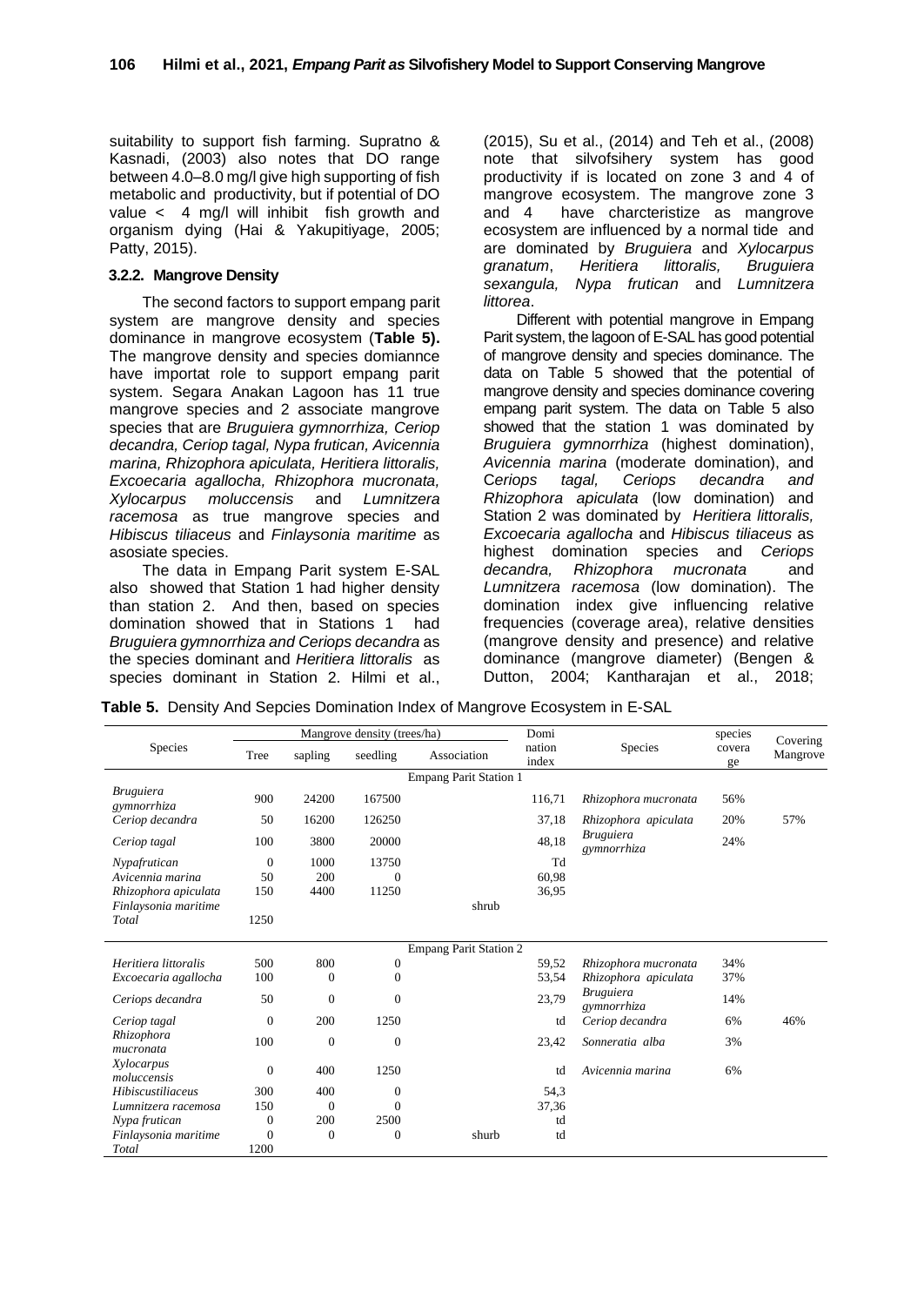suitability to support fish farming. Supratno & Kasnadi, (2003) also notes that DO range between 4.0–8.0 mg/l give high supporting of fish metabolic and productivity, but if potential of DO value < 4 mg/l will inhibit fish growth and organism dying (Hai & Yakupitiyage, 2005; Patty, 2015).

### 3.2.2. Mangrove Density

The second factors to support empang parit system are mangrove density and species dominance in mangrove ecosystem (**Table 5).** The mangrove density and species domiannce have importat role to support empang parit system. Segara Anakan Lagoon has 11 true mangrove species and 2 associate mangrove species that are *Bruguiera gymnorrhiza, Ceriop decandra, Ceriop tagal, Nypa frutican, Avicennia marina, Rhizophora apiculata, Heritiera littoralis, Excoecaria agallocha, Rhizophora mucronata, Xylocarpus moluccensis* and *Lumnitzera racemosa* as true mangrove species and *Hibiscus tiliaceus* and *Finlaysonia maritime* as asosiate species.

The data in Empang Parit system E-SAL also showed that Station 1 had higher density than station 2. And then, based on species domination showed that in Stations 1 had *Bruguiera gymnorrhiza and Ceriops decandra* as the species dominant and *Heritiera littoralis* as species dominant in Station 2. Hilmi et al., (2015), Su et al., (2014) and Teh et al., (2008) note that silvofsihery system has good productivity if is located on zone 3 and 4 of mangrove ecosystem. The mangrove zone 3 and 4 have charcteristize as mangrove ecosystem are influenced by a normal tide and are dominated by *Bruguiera* and *Xylocarpus granatum*, *Heritiera littoralis, Bruguiera sexangula, Nypa frutican* and *Lumnitzera littorea*.

Different with potential mangrove in Empang Parit system, the lagoon of E-SAL has good potential of mangrove density and species dominance. The data on Table 5 showed that the potential of mangrove density and species dominance covering empang parit system. The data on Table 5 also showed that the station 1 was dominated by *Bruguiera gymnorrhiza* (highest domination), *Avicennia marina* (moderate domination), and C*eriops tagal, Ceriops decandra and Rhizophora apiculata* (low domination) and Station 2 was dominated by *Heritiera littoralis, Excoecaria agallocha* and *Hibiscus tiliaceus* as highest domination species and *Ceriops decandra, Rhizophora mucronata* and *Lumnitzera racemosa* (low domination). The domination index give influencing relative frequencies (coverage area), relative densities (mangrove density and presence) and relative dominance (mangrove diameter) (Bengen & Dutton, 2004; Kantharajan et al., 2018;

**Table 5.** Density And Sepcies Domination Index of Mangrove Ecosystem in E-SAL

| Species | Mangrove density (trees/ha) | | | | Domination index | Species | species coverage | Covering Mangrove |
|---|---|---|---|---|---|---|---|---|
| | Tree | sapling | seedling | Association | | | | |
| **Empang Parit Station 1** | | | | | | | | |
| *Bruguiera gymnorrhiza* | 900 | 24200 | 167500 | | 116,71 | *Rhizophora mucronata* | 56% | |
| *Ceriop decandra* | 50 | 16200 | 126250 | | 37,18 | *Rhizophora apiculata* | 20% | 57% |
| *Ceriop tagal* | 100 | 3800 | 20000 | | 48,18 | *Bruguiera gymnorrhiza* | 24% | |
| *Nypafrutican* | 0 | 1000 | 13750 | | Td | | | |
| *Avicennia marina* | 50 | 200 | 0 | | 60,98 | | | |
| *Rhizophora apiculata* | 150 | 4400 | 11250 | | 36,95 | | | |
| *Finlaysonia maritime* | | | | shrub | | | | |
| *Total* | 1250 | | | | | | | |
| **Empang Parit Station 2** | | | | | | | | |
| *Heritiera littoralis* | 500 | 800 | 0 | | 59,52 | *Rhizophora mucronata* | 34% | |
| *Excoecaria agallocha* | 100 | 0 | 0 | | 53,54 | *Rhizophora apiculata* | 37% | |
| *Ceriops decandra* | 50 | 0 | 0 | | 23,79 | *Bruguiera gymnorrhiza* | 14% | |
| *Ceriop tagal* | 0 | 200 | 1250 | | td | *Ceriop decandra* | 6% | 46% |
| *Rhizophora mucronata* | 100 | 0 | 0 | | 23,42 | *Sonneratia alba* | 3% | |
| *Xylocarpus moluccensis* | 0 | 400 | 1250 | | td | *Avicennia marina* | 6% | |
| *Hibiscustiliaceus* | 300 | 400 | 0 | | 54,3 | | | |
| *Lumnitzera racemosa* | 150 | 0 | 0 | | 37,36 | | | |
| *Nypa frutican* | 0 | 200 | 2500 | | td | | | |
| *Finlaysonia maritime* | 0 | 0 | 0 | shurb | td | | | |
| *Total* | 1200 | | | | | | | |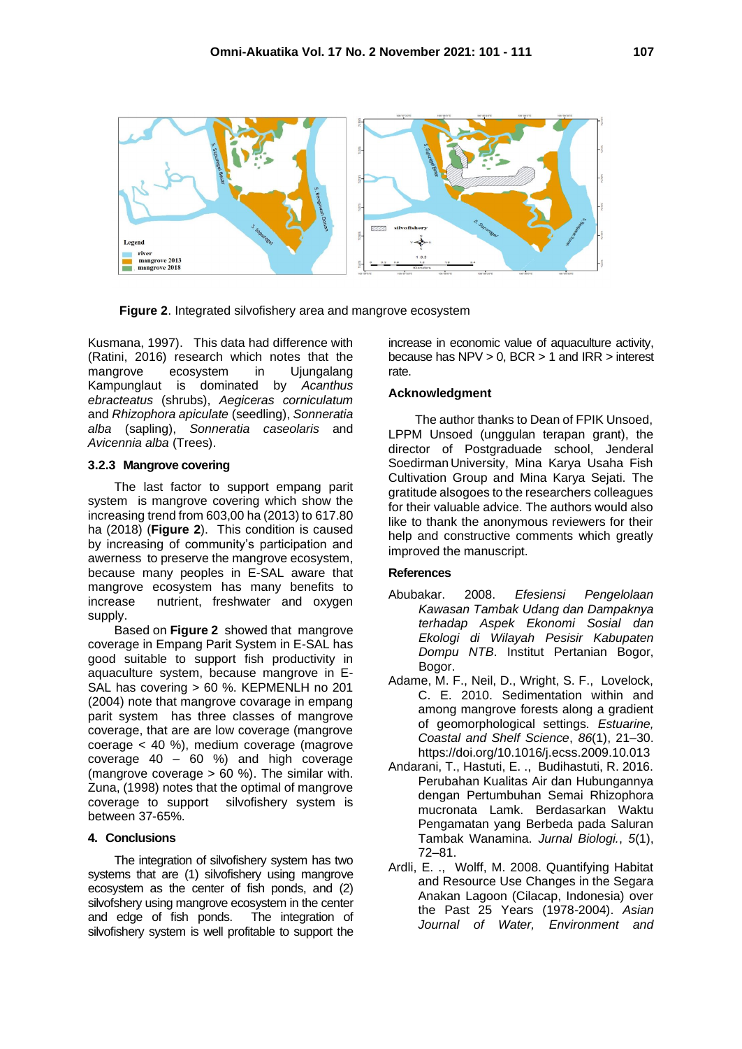**Figure 2**. Integrated silvofishery area and mangrove ecosystem

Kusmana, 1997). This data had difference with (Ratini, 2016) research which notes that the mangrove ecosystem in Ujungalang Kampunglaut is dominated by *Acanthus ebracteatus* (shrubs), *Aegiceras corniculatum* and *Rhizophora apiculate* (seedling), *Sonneratia alba* (sapling), *Sonneratia caseolaris* and *Avicennia alba* (Trees).

### 3.2.3 Mangrove covering

The last factor to support empang parit system is mangrove covering which show the increasing trend from 603,00 ha (2013) to 617.80 ha (2018) (**Figure 2**). This condition is caused by increasing of community's participation and awerness to preserve the mangrove ecosystem, because many peoples in E-SAL aware that mangrove ecosystem has many benefits to increase nutrient, freshwater and oxygen supply.

Based on **Figure 2** showed that mangrove coverage in Empang Parit System in E-SAL has good suitable to support fish productivity in aquaculture system, because mangrove in E-SAL has covering > 60 %. KEPMENLH no 201 (2004) note that mangrove covarage in empang parit system has three classes of mangrove coverage, that are are low coverage (mangrove coerage < 40 %), medium coverage (magrove coverage 40 – 60 %) and high coverage (mangrove coverage > 60 %). The similar with. Zuna, (1998) notes that the optimal of mangrove coverage to support silvofishery system is between 37-65%.

## 4. Conclusions

The integration of silvofishery system has two systems that are (1) silvofishery using mangrove ecosystem as the center of fish ponds, and (2) silvofshery using mangrove ecosystem in the center and edge of fish ponds. The integration of silvofishery system is well profitable to support the increase in economic value of aquaculture activity, because has NPV > 0, BCR > 1 and IRR > interest rate.

## Acknowledgment

The author thanks to Dean of FPIK Unsoed, LPPM Unsoed (unggulan terapan grant), the director of Postgraduade school, Jenderal Soedirman University, Mina Karya Usaha Fish Cultivation Group and Mina Karya Sejati. The gratitude alsogoes to the researchers colleagues for their valuable advice. The authors would also like to thank the anonymous reviewers for their help and constructive comments which greatly improved the manuscript.

## References

Abubakar. 2008. *Efesiensi Pengelolaan Kawasan Tambak Udang dan Dampaknya terhadap Aspek Ekonomi Sosial dan Ekologi di Wilayah Pesisir Kabupaten Dompu NTB*. Institut Pertanian Bogor, Bogor.

Adame, M. F., Neil, D., Wright, S. F., Lovelock, C. E. 2010. Sedimentation within and among mangrove forests along a gradient of geomorphological settings. *Estuarine, Coastal and Shelf Science*, *86*(1), 21–30. https://doi.org/10.1016/j.ecss.2009.10.013

Andarani, T., Hastuti, E. ., Budhiastuti, R. 2016. Perubahan Kualitas Air dan Hubungannya dengan Pertumbuhan Semai Rhizophora mucronata Lamk. Berdasarkan Waktu Pengamatan yang Berbeda pada Saluran Tambak Wanamina. *Jurnal Biologi.*, *5*(1), 72–81.

Ardli, E. ., Wolff, M. 2008. Quantifying Habitat and Resource Use Changes in the Segara Anakan Lagoon (Cilacap, Indonesia) over the Past 25 Years (1978-2004). *Asian Journal of Water, Environment and*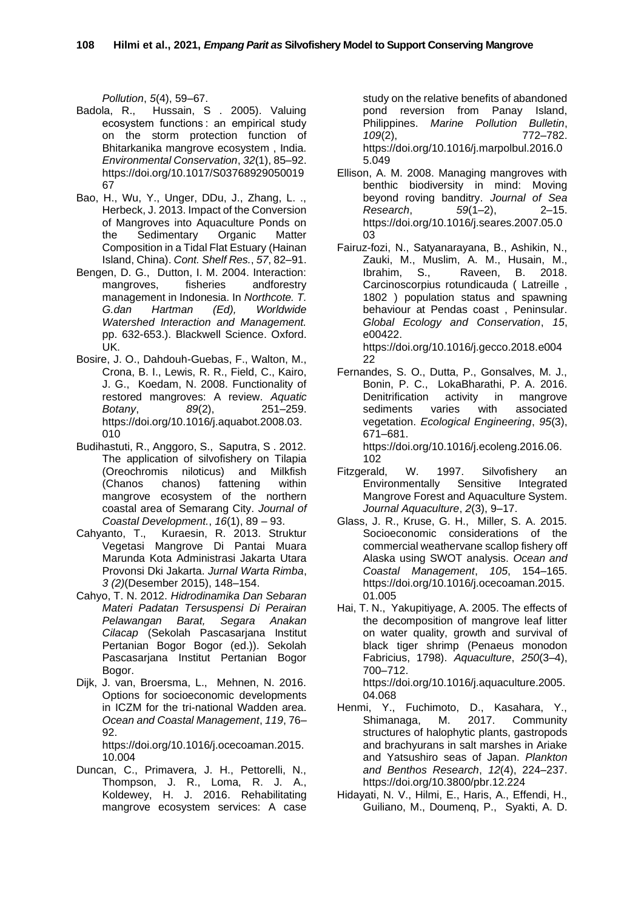*Pollution*, *5*(4), 59–67.

Badola, R., Hussain, S . 2005). Valuing ecosystem functions : an empirical study on the storm protection function of Bhitarkanika mangrove ecosystem , India. *Environmental Conservation*, *32*(1), 85–92. https://doi.org/10.1017/S0376892905001967

Bao, H., Wu, Y., Unger, DDu, J., Zhang, L. ., Herbeck, J. 2013. Impact of the Conversion of Mangroves into Aquaculture Ponds on the Sedimentary Organic Matter Composition in a Tidal Flat Estuary (Hainan Island, China). *Cont. Shelf Res.*, *57*, 82–91.

Bengen, D. G., Dutton, I. M. 2004. Interaction: mangroves, fisheries andforestry management in Indonesia. In *Northcote. T. G.dan Hartman (Ed), Worldwide Watershed Interaction and Management.* pp. 632-653.). Blackwell Science. Oxford. UK.

Bosire, J. O., Dahdouh-Guebas, F., Walton, M., Crona, B. I., Lewis, R. R., Field, C., Kairo, J. G., Koedam, N. 2008. Functionality of restored mangroves: A review. *Aquatic Botany*, *89*(2), 251–259. https://doi.org/10.1016/j.aquabot.2008.03.010

Budihastuti, R., Anggoro, S., Saputra, S . 2012. The application of silvofishery on Tilapia (Oreochromis niloticus) and Milkfish (Chanos chanos) fattening within mangrove ecosystem of the northern coastal area of Semarang City. *Journal of Coastal Development.*, *16*(1), 89 – 93.

Cahyanto, T., Kuraesin, R. 2013. Struktur Vegetasi Mangrove Di Pantai Muara Marunda Kota Administrasi Jakarta Utara Provonsi Dki Jakarta. *Jurnal Warta Rimba*, *3 (2)*(Desember 2015), 148–154.

Cahyo, T. N. 2012. *Hidrodinamika Dan Sebaran Materi Padatan Tersuspensi Di Perairan Pelawangan Barat, Segara Anakan Cilacap* (Sekolah Pascasarjana Institut Pertanian Bogor Bogor (ed.)). Sekolah Pascasarjana Institut Pertanian Bogor Bogor.

Dijk, J. van, Broersma, L., Mehnen, N. 2016. Options for socioeconomic developments in ICZM for the tri-national Wadden area. *Ocean and Coastal Management*, *119*, 76–92. https://doi.org/10.1016/j.ocecoaman.2015.10.004

Duncan, C., Primavera, J. H., Pettorelli, N., Thompson, J. R., Loma, R. J. A., Koldewey, H. J. 2016. Rehabilitating mangrove ecosystem services: A case study on the relative benefits of abandoned pond reversion from Panay Island, Philippines. *Marine Pollution Bulletin*, *109*(2), 772–782. https://doi.org/10.1016/j.marpolbul.2016.05.049

Ellison, A. M. 2008. Managing mangroves with benthic biodiversity in mind: Moving beyond roving banditry. *Journal of Sea Research*, *59*(1–2), 2–15. https://doi.org/10.1016/j.seares.2007.05.003

Fairuz-fozi, N., Satyanarayana, B., Ashikin, N., Zauki, M., Muslim, A. M., Husain, M., Ibrahim, S., Raveen, B. 2018. Carcinoscorpius rotundicauda ( Latreille , 1802 ) population status and spawning behaviour at Pendas coast , Peninsular. *Global Ecology and Conservation*, *15*, e00422. https://doi.org/10.1016/j.gecco.2018.e00422

Fernandes, S. O., Dutta, P., Gonsalves, M. J., Bonin, P. C., LokaBharathi, P. A. 2016. Denitrification activity in mangrove sediments varies with associated vegetation. *Ecological Engineering*, *95*(3), 671–681. https://doi.org/10.1016/j.ecoleng.2016.06.102

Fitzgerald, W. 1997. Silvofishery an Environmentally Sensitive Integrated Mangrove Forest and Aquaculture System. *Journal Aquaculture*, *2*(3), 9–17.

Glass, J. R., Kruse, G. H., Miller, S. A. 2015. Socioeconomic considerations of the commercial weathervane scallop fishery off Alaska using SWOT analysis. *Ocean and Coastal Management*, *105*, 154–165. https://doi.org/10.1016/j.ocecoaman.2015.01.005

Hai, T. N., Yakupitiyage, A. 2005. The effects of the decomposition of mangrove leaf litter on water quality, growth and survival of black tiger shrimp (Penaeus monodon Fabricius, 1798). *Aquaculture*, *250*(3–4), 700–712. https://doi.org/10.1016/j.aquaculture.2005.04.068

Henmi, Y., Fuchimoto, D., Kasahara, Y., Shimanaga, M. 2017. Community structures of halophytic plants, gastropods and brachyurans in salt marshes in Ariake and Yatsushiro seas of Japan. *Plankton and Benthos Research*, *12*(4), 224–237. https://doi.org/10.3800/pbr.12.224

Hidayati, N. V., Hilmi, E., Haris, A., Effendi, H., Guiliano, M., Doumenq, P., Syakti, A. D.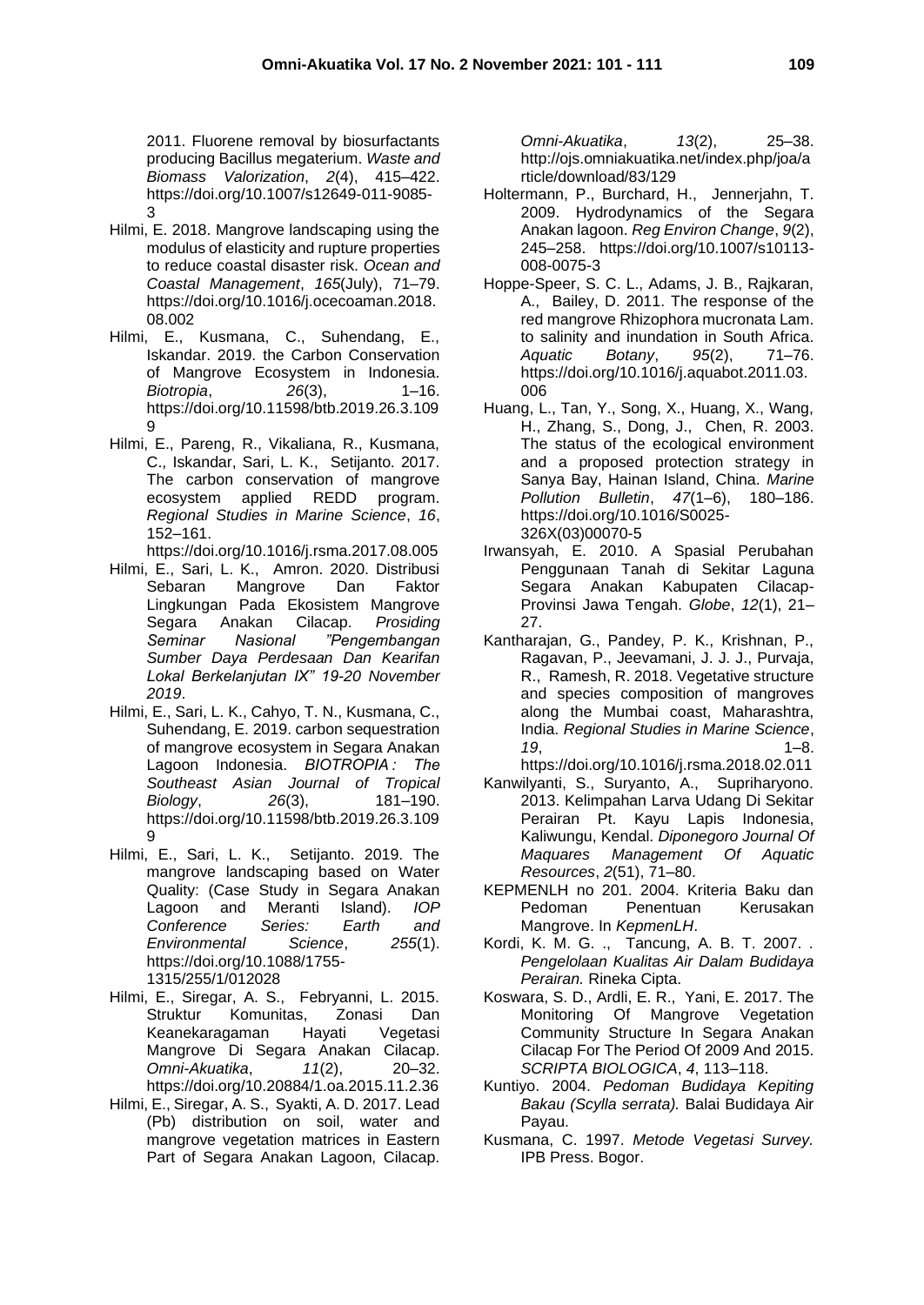2011. Fluorene removal by biosurfactants producing Bacillus megaterium. *Waste and Biomass Valorization*, *2*(4), 415–422. https://doi.org/10.1007/s12649-011-9085-3

Hilmi, E. 2018. Mangrove landscaping using the modulus of elasticity and rupture properties to reduce coastal disaster risk. *Ocean and Coastal Management*, *165*(July), 71–79. https://doi.org/10.1016/j.ocecoaman.2018.08.002

Hilmi, E., Kusmana, C., Suhendang, E., Iskandar. 2019. the Carbon Conservation of Mangrove Ecosystem in Indonesia. *Biotropia*, *26*(3), 1–16. https://doi.org/10.11598/btb.2019.26.3.1099

Hilmi, E., Pareng, R., Vikaliana, R., Kusmana, C., Iskandar, Sari, L. K., Setijanto. 2017. The carbon conservation of mangrove ecosystem applied REDD program. *Regional Studies in Marine Science*, *16*, 152–161. https://doi.org/10.1016/j.rsma.2017.08.005

Hilmi, E., Sari, L. K., Amron. 2020. Distribusi Sebaran Mangrove Dan Faktor Lingkungan Pada Ekosistem Mangrove Segara Anakan Cilacap. *Prosiding Seminar Nasional "Pengembangan Sumber Daya Perdesaan Dan Kearifan Lokal Berkelanjutan IX" 19-20 November 2019*.

Hilmi, E., Sari, L. K., Cahyo, T. N., Kusmana, C., Suhendang, E. 2019. carbon sequestration of mangrove ecosystem in Segara Anakan Lagoon Indonesia. *BIOTROPIA : The Southeast Asian Journal of Tropical Biology*, *26*(3), 181–190. https://doi.org/10.11598/btb.2019.26.3.1099

Hilmi, E., Sari, L. K., Setijanto. 2019. The mangrove landscaping based on Water Quality: (Case Study in Segara Anakan Lagoon and Meranti Island). *IOP Conference Series: Earth and Environmental Science*, *255*(1). https://doi.org/10.1088/1755-1315/255/1/012028

Hilmi, E., Siregar, A. S., Febryanni, L. 2015. Struktur Komunitas, Zonasi Dan Keanekaragaman Hayati Vegetasi Mangrove Di Segara Anakan Cilacap. *Omni-Akuatika*, *11*(2), 20–32. https://doi.org/10.20884/1.oa.2015.11.2.36

Hilmi, E., Siregar, A. S., Syakti, A. D. 2017. Lead (Pb) distribution on soil, water and mangrove vegetation matrices in Eastern Part of Segara Anakan Lagoon, Cilacap. *Omni-Akuatika*, *13*(2), 25–38. http://ojs.omniakuatika.net/index.php/joa/article/download/83/129

Holtermann, P., Burchard, H., Jennerjahn, T. 2009. Hydrodynamics of the Segara Anakan lagoon. *Reg Environ Change*, *9*(2), 245–258. https://doi.org/10.1007/s10113-008-0075-3

Hoppe-Speer, S. C. L., Adams, J. B., Rajkaran, A., Bailey, D. 2011. The response of the red mangrove Rhizophora mucronata Lam. to salinity and inundation in South Africa. *Aquatic Botany*, *95*(2), 71–76. https://doi.org/10.1016/j.aquabot.2011.03.006

Huang, L., Tan, Y., Song, X., Huang, X., Wang, H., Zhang, S., Dong, J., Chen, R. 2003. The status of the ecological environment and a proposed protection strategy in Sanya Bay, Hainan Island, China. *Marine Pollution Bulletin*, *47*(1–6), 180–186. https://doi.org/10.1016/S0025-326X(03)00070-5

Irwansyah, E. 2010. A Spasial Perubahan Penggunaan Tanah di Sekitar Laguna Segara Anakan Kabupaten Cilacap-Provinsi Jawa Tengah. *Globe*, *12*(1), 21–27.

Kantharajan, G., Pandey, P. K., Krishnan, P., Ragavan, P., Jeevamani, J. J. J., Purvaja, R., Ramesh, R. 2018. Vegetative structure and species composition of mangroves along the Mumbai coast, Maharashtra, India. *Regional Studies in Marine Science*, *19*, 1–8. https://doi.org/10.1016/j.rsma.2018.02.011

Kanwilyanti, S., Suryanto, A., Supriharyono. 2013. Kelimpahan Larva Udang Di Sekitar Perairan Pt. Kayu Lapis Indonesia, Kaliwungu, Kendal. *Diponegoro Journal Of Maquares Management Of Aquatic Resources*, *2*(51), 71–80.

KEPMENLH no 201. 2004. Kriteria Baku dan Pedoman Penentuan Kerusakan Mangrove. In *KepmenLH*.

Kordi, K. M. G. ., Tancung, A. B. T. 2007. . *Pengelolaan Kualitas Air Dalam Budidaya Perairan.* Rineka Cipta.

Koswara, S. D., Ardli, E. R., Yani, E. 2017. The Monitoring Of Mangrove Vegetation Community Structure In Segara Anakan Cilacap For The Period Of 2009 And 2015. *SCRIPTA BIOLOGICA*, *4*, 113–118.

Kuntiyo. 2004. *Pedoman Budidaya Kepiting Bakau (Scylla serrata).* Balai Budidaya Air Payau.

Kusmana, C. 1997. *Metode Vegetasi Survey.* IPB Press. Bogor.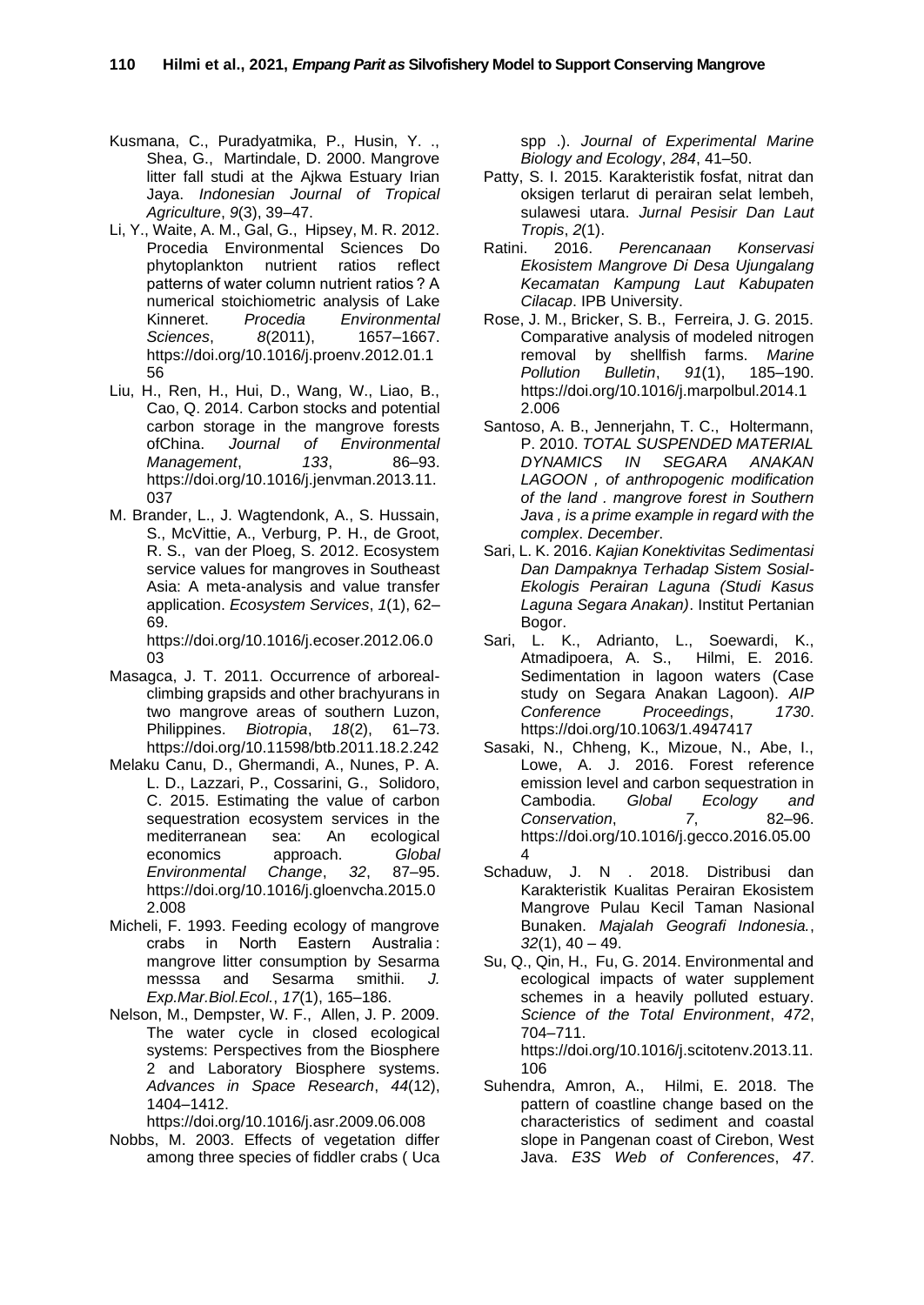Kusmana, C., Puradyatmika, P., Husin, Y. ., Shea, G., Martindale, D. 2000. Mangrove litter fall studi at the Ajkwa Estuary Irian Jaya. *Indonesian Journal of Tropical Agriculture*, *9*(3), 39–47.

Li, Y., Waite, A. M., Gal, G., Hipsey, M. R. 2012. Procedia Environmental Sciences Do phytoplankton nutrient ratios reflect patterns of water column nutrient ratios ? A numerical stoichiometric analysis of Lake Kinneret. *Procedia Environmental Sciences*, *8*(2011), 1657–1667. https://doi.org/10.1016/j.proenv.2012.01.156

Liu, H., Ren, H., Hui, D., Wang, W., Liao, B., Cao, Q. 2014. Carbon stocks and potential carbon storage in the mangrove forests ofChina. *Journal of Environmental Management*, *133*, 86–93. https://doi.org/10.1016/j.jenvman.2013.11.037

M. Brander, L., J. Wagtendonk, A., S. Hussain, S., McVittie, A., Verburg, P. H., de Groot, R. S., van der Ploeg, S. 2012. Ecosystem service values for mangroves in Southeast Asia: A meta-analysis and value transfer application. *Ecosystem Services*, *1*(1), 62–69. https://doi.org/10.1016/j.ecoser.2012.06.003

Masagca, J. T. 2011. Occurrence of arboreal-climbing grapsids and other brachyurans in two mangrove areas of southern Luzon, Philippines. *Biotropia*, *18*(2), 61–73. https://doi.org/10.11598/btb.2011.18.2.242

Melaku Canu, D., Ghermandi, A., Nunes, P. A. L. D., Lazzari, P., Cossarini, G., Solidoro, C. 2015. Estimating the value of carbon sequestration ecosystem services in the mediterranean sea: An ecological economics approach. *Global Environmental Change*, *32*, 87–95. https://doi.org/10.1016/j.gloenvcha.2015.02.008

Micheli, F. 1993. Feeding ecology of mangrove crabs in North Eastern Australia : mangrove litter consumption by Sesarma messsa and Sesarma smithii. *J. Exp.Mar.Biol.Ecol.*, *17*(1), 165–186.

Nelson, M., Dempster, W. F., Allen, J. P. 2009. The water cycle in closed ecological systems: Perspectives from the Biosphere 2 and Laboratory Biosphere systems. *Advances in Space Research*, *44*(12), 1404–1412. https://doi.org/10.1016/j.asr.2009.06.008

Nobbs, M. 2003. Effects of vegetation differ among three species of fiddler crabs ( Uca spp .). *Journal of Experimental Marine Biology and Ecology*, *284*, 41–50.

Patty, S. I. 2015. Karakteristik fosfat, nitrat dan oksigen terlarut di perairan selat lembeh, sulawesi utara. *Jurnal Pesisir Dan Laut Tropis*, *2*(1).

Ratini. 2016. *Perencanaan Konservasi Ekosistem Mangrove Di Desa Ujungalang Kecamatan Kampung Laut Kabupaten Cilacap*. IPB University.

Rose, J. M., Bricker, S. B., Ferreira, J. G. 2015. Comparative analysis of modeled nitrogen removal by shellfish farms. *Marine Pollution Bulletin*, *91*(1), 185–190. https://doi.org/10.1016/j.marpolbul.2014.12.006

Santoso, A. B., Jennerjahn, T. C., Holtermann, P. 2010. *TOTAL SUSPENDED MATERIAL DYNAMICS IN SEGARA ANAKAN LAGOON , of anthropogenic modification of the land . mangrove forest in Southern Java , is a prime example in regard with the complex*. *December*.

Sari, L. K. 2016. *Kajian Konektivitas Sedimentasi Dan Dampaknya Terhadap Sistem Sosial-Ekologis Perairan Laguna (Studi Kasus Laguna Segara Anakan)*. Institut Pertanian Bogor.

Sari, L. K., Adrianto, L., Soewardi, K., Atmadipoera, A. S., Hilmi, E. 2016. Sedimentation in lagoon waters (Case study on Segara Anakan Lagoon). *AIP Conference Proceedings*, *1730*. https://doi.org/10.1063/1.4947417

Sasaki, N., Chheng, K., Mizoue, N., Abe, I., Lowe, A. J. 2016. Forest reference emission level and carbon sequestration in Cambodia. *Global Ecology and Conservation*, *7*, 82–96. https://doi.org/10.1016/j.gecco.2016.05.004

Schaduw, J. N . 2018. Distribusi dan Karakteristik Kualitas Perairan Ekosistem Mangrove Pulau Kecil Taman Nasional Bunaken. *Majalah Geografi Indonesia.*, *32*(1), 40 – 49.

Su, Q., Qin, H., Fu, G. 2014. Environmental and ecological impacts of water supplement schemes in a heavily polluted estuary. *Science of the Total Environment*, *472*, 704–711. https://doi.org/10.1016/j.scitotenv.2013.11.106

Suhendra, Amron, A., Hilmi, E. 2018. The pattern of coastline change based on the characteristics of sediment and coastal slope in Pangenan coast of Cirebon, West Java. *E3S Web of Conferences*, *47*.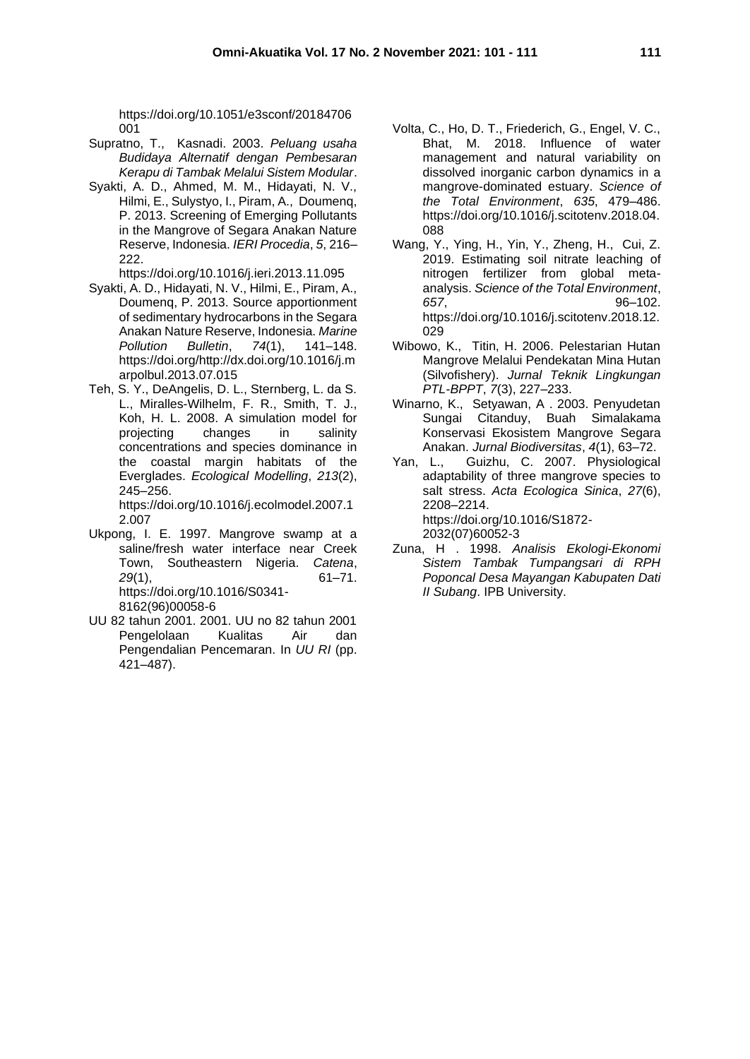https://doi.org/10.1051/e3sconf/20184706001

Supratno, T., Kasnadi. 2003. *Peluang usaha Budidaya Alternatif dengan Pembesaran Kerapu di Tambak Melalui Sistem Modular*.

Syakti, A. D., Ahmed, M. M., Hidayati, N. V., Hilmi, E., Sulystyo, I., Piram, A., Doumenq, P. 2013. Screening of Emerging Pollutants in the Mangrove of Segara Anakan Nature Reserve, Indonesia. *IERI Procedia*, *5*, 216–222. https://doi.org/10.1016/j.ieri.2013.11.095

Syakti, A. D., Hidayati, N. V., Hilmi, E., Piram, A., Doumenq, P. 2013. Source apportionment of sedimentary hydrocarbons in the Segara Anakan Nature Reserve, Indonesia. *Marine Pollution Bulletin*, *74*(1), 141–148. https://doi.org/http://dx.doi.org/10.1016/j.marpolbul.2013.07.015

Teh, S. Y., DeAngelis, D. L., Sternberg, L. da S. L., Miralles-Wilhelm, F. R., Smith, T. J., Koh, H. L. 2008. A simulation model for projecting changes in salinity concentrations and species dominance in the coastal margin habitats of the Everglades. *Ecological Modelling*, *213*(2), 245–256. https://doi.org/10.1016/j.ecolmodel.2007.12.007

Ukpong, I. E. 1997. Mangrove swamp at a saline/fresh water interface near Creek Town, Southeastern Nigeria. *Catena*, *29*(1), 61–71. https://doi.org/10.1016/S0341-8162(96)00058-6

UU 82 tahun 2001. 2001. UU no 82 tahun 2001 Pengelolaan Kualitas Air dan Pengendalian Pencemaran. In *UU RI* (pp. 421–487).

Volta, C., Ho, D. T., Friederich, G., Engel, V. C., Bhat, M. 2018. Influence of water management and natural variability on dissolved inorganic carbon dynamics in a mangrove-dominated estuary. *Science of the Total Environment*, *635*, 479–486. https://doi.org/10.1016/j.scitotenv.2018.04.088

Wang, Y., Ying, H., Yin, Y., Zheng, H., Cui, Z. 2019. Estimating soil nitrate leaching of nitrogen fertilizer from global meta-analysis. *Science of the Total Environment*, *657*, 96–102. https://doi.org/10.1016/j.scitotenv.2018.12.029

Wibowo, K., Titin, H. 2006. Pelestarian Hutan Mangrove Melalui Pendekatan Mina Hutan (Silvofishery). *Jurnal Teknik Lingkungan PTL-BPPT*, *7*(3), 227–233.

Winarno, K., Setyawan, A . 2003. Penyudetan Sungai Citanduy, Buah Simalakama Konservasi Ekosistem Mangrove Segara Anakan. *Jurnal Biodiversitas*, *4*(1), 63–72.

Yan, L., Guizhu, C. 2007. Physiological adaptability of three mangrove species to salt stress. *Acta Ecologica Sinica*, *27*(6), 2208–2214. https://doi.org/10.1016/S1872-2032(07)60052-3

Zuna, H . 1998. *Analisis Ekologi-Ekonomi Sistem Tambak Tumpangsari di RPH Poponcal Desa Mayangan Kabupaten Dati II Subang*. IPB University.